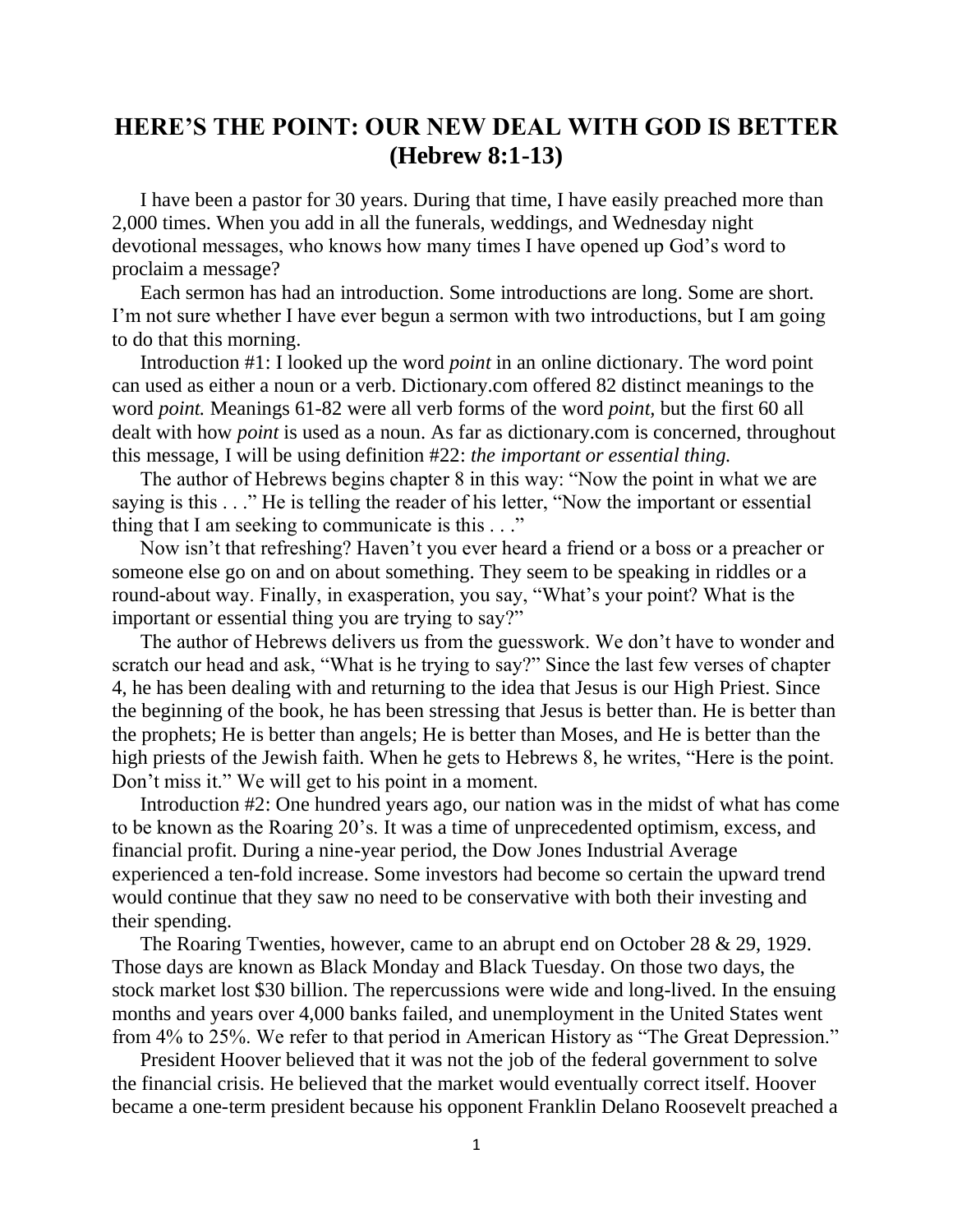# HERE'S THE POINT: OUR NEW DEAL WITH GOD IS BETTER (Hebrew 8:1-13)

I have been a pastor for 30 years. During that time, I have easily preached more than 2,000 times. When you add in all the funerals, weddings, and Wednesday night devotional messages, who knows how many times I have opened up God's word to proclaim a message?

Each sermon has had an introduction. Some introductions are long. Some are short. I'm not sure whether I have ever begun a sermon with two introductions, but I am going to do that this morning.

Introduction #1: I looked up the word *point* in an online dictionary. The word point can used as either a noun or a verb. Dictionary.com offered 82 distinct meanings to the word *point.* Meanings 61-82 were all verb forms of the word *point,* but the first 60 all dealt with how *point* is used as a noun. As far as dictionary.com is concerned, throughout this message, I will be using definition #22: *the important or essential thing.*

The author of Hebrews begins chapter 8 in this way: "Now the point in what we are saying is this . . ." He is telling the reader of his letter, "Now the important or essential thing that I am seeking to communicate is this . . ."

Now isn't that refreshing? Haven't you ever heard a friend or a boss or a preacher or someone else go on and on about something. They seem to be speaking in riddles or a round-about way. Finally, in exasperation, you say, "What's your point? What is the important or essential thing you are trying to say?"

The author of Hebrews delivers us from the guesswork. We don't have to wonder and scratch our head and ask, "What is he trying to say?" Since the last few verses of chapter 4, he has been dealing with and returning to the idea that Jesus is our High Priest. Since the beginning of the book, he has been stressing that Jesus is better than. He is better than the prophets; He is better than angels; He is better than Moses, and He is better than the high priests of the Jewish faith. When he gets to Hebrews 8, he writes, "Here is the point. Don't miss it." We will get to his point in a moment.

Introduction #2: One hundred years ago, our nation was in the midst of what has come to be known as the Roaring 20's. It was a time of unprecedented optimism, excess, and financial profit. During a nine-year period, the Dow Jones Industrial Average experienced a ten-fold increase. Some investors had become so certain the upward trend would continue that they saw no need to be conservative with both their investing and their spending.

The Roaring Twenties, however, came to an abrupt end on October 28 & 29, 1929. Those days are known as Black Monday and Black Tuesday. On those two days, the stock market lost $30 billion. The repercussions were wide and long-lived. In the ensuing months and years over 4,000 banks failed, and unemployment in the United States went from 4% to 25%. We refer to that period in American History as "The Great Depression."

President Hoover believed that it was not the job of the federal government to solve the financial crisis. He believed that the market would eventually correct itself. Hoover became a one-term president because his opponent Franklin Delano Roosevelt preached a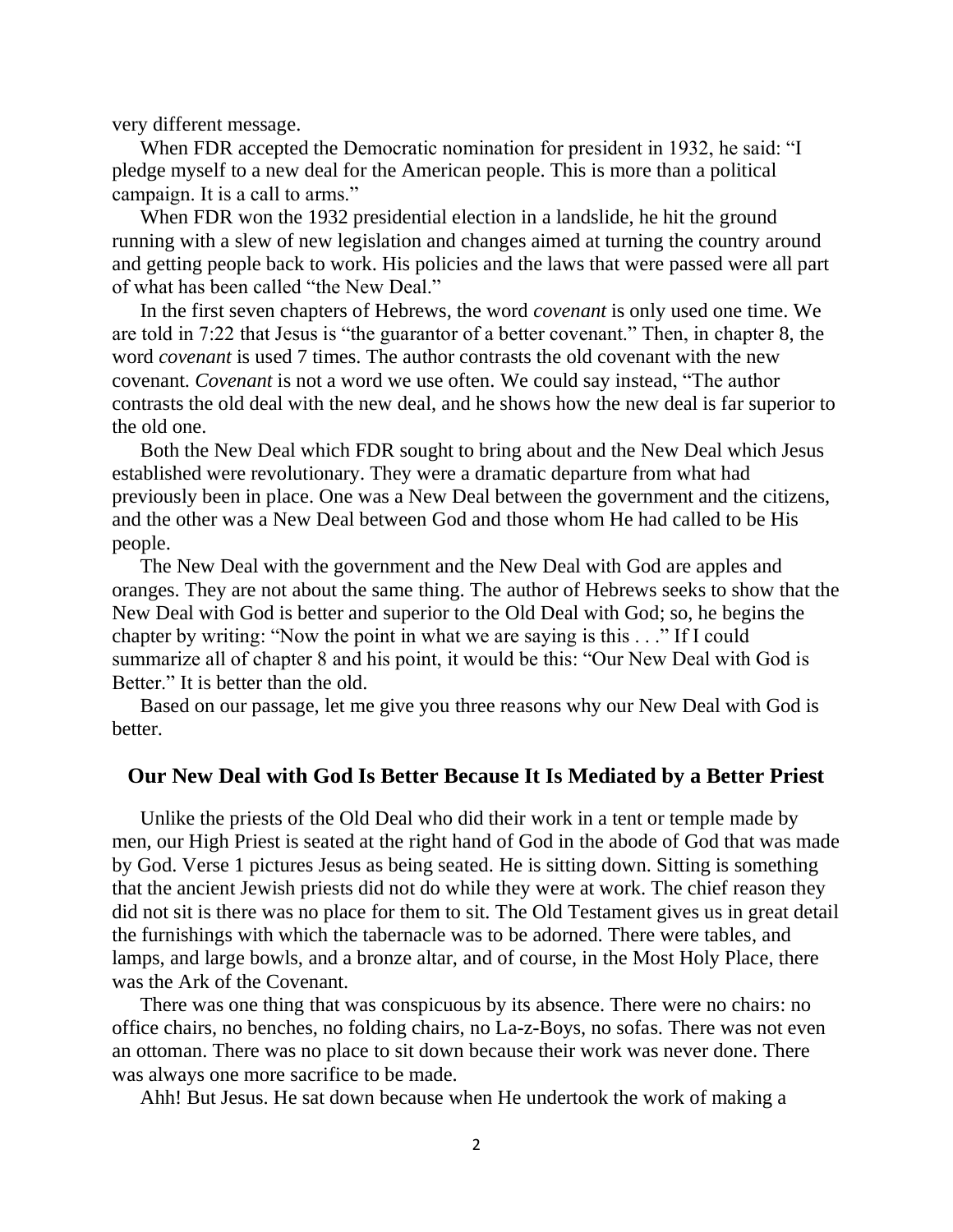very different message.

When FDR accepted the Democratic nomination for president in 1932, he said: "I pledge myself to a new deal for the American people. This is more than a political campaign. It is a call to arms."

When FDR won the 1932 presidential election in a landslide, he hit the ground running with a slew of new legislation and changes aimed at turning the country around and getting people back to work. His policies and the laws that were passed were all part of what has been called "the New Deal."

In the first seven chapters of Hebrews, the word *covenant* is only used one time. We are told in 7:22 that Jesus is "the guarantor of a better covenant." Then, in chapter 8, the word *covenant* is used 7 times. The author contrasts the old covenant with the new covenant. *Covenant* is not a word we use often. We could say instead, "The author contrasts the old deal with the new deal, and he shows how the new deal is far superior to the old one.

Both the New Deal which FDR sought to bring about and the New Deal which Jesus established were revolutionary. They were a dramatic departure from what had previously been in place. One was a New Deal between the government and the citizens, and the other was a New Deal between God and those whom He had called to be His people.

The New Deal with the government and the New Deal with God are apples and oranges. They are not about the same thing. The author of Hebrews seeks to show that the New Deal with God is better and superior to the Old Deal with God; so, he begins the chapter by writing: "Now the point in what we are saying is this . . ." If I could summarize all of chapter 8 and his point, it would be this: "Our New Deal with God is Better." It is better than the old.

Based on our passage, let me give you three reasons why our New Deal with God is better.

## Our New Deal with God Is Better Because It Is Mediated by a Better Priest

Unlike the priests of the Old Deal who did their work in a tent or temple made by men, our High Priest is seated at the right hand of God in the abode of God that was made by God. Verse 1 pictures Jesus as being seated. He is sitting down. Sitting is something that the ancient Jewish priests did not do while they were at work. The chief reason they did not sit is there was no place for them to sit. The Old Testament gives us in great detail the furnishings with which the tabernacle was to be adorned. There were tables, and lamps, and large bowls, and a bronze altar, and of course, in the Most Holy Place, there was the Ark of the Covenant.

There was one thing that was conspicuous by its absence. There were no chairs: no office chairs, no benches, no folding chairs, no La-z-Boys, no sofas. There was not even an ottoman. There was no place to sit down because their work was never done. There was always one more sacrifice to be made.

Ahh! But Jesus. He sat down because when He undertook the work of making a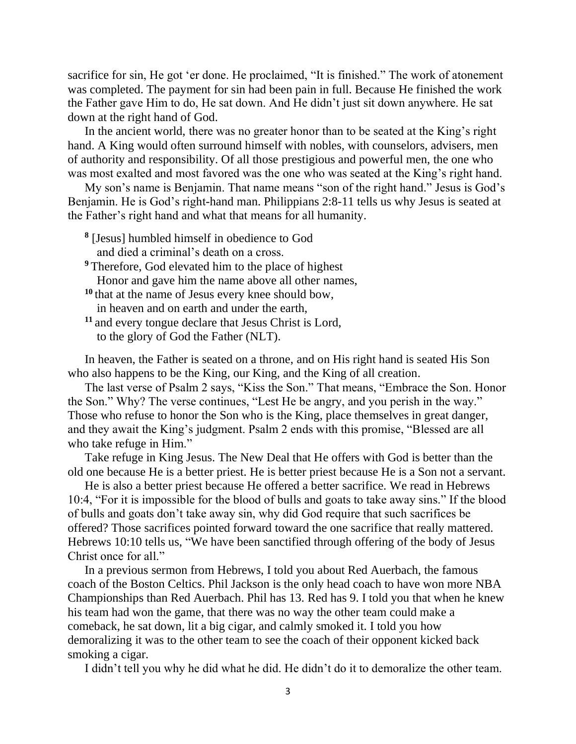sacrifice for sin, He got 'er done. He proclaimed, "It is finished." The work of atonement was completed. The payment for sin had been pain in full. Because He finished the work the Father gave Him to do, He sat down. And He didn't just sit down anywhere. He sat down at the right hand of God.

In the ancient world, there was no greater honor than to be seated at the King's right hand. A King would often surround himself with nobles, with counselors, advisers, men of authority and responsibility. Of all those prestigious and powerful men, the one who was most exalted and most favored was the one who was seated at the King's right hand.

My son's name is Benjamin. That name means "son of the right hand." Jesus is God's Benjamin. He is God's right-hand man. Philippians 2:8-11 tells us why Jesus is seated at the Father's right hand and what that means for all humanity.

> **8** [Jesus] humbled himself in obedience to God
> and died a criminal's death on a cross.
> **9** Therefore, God elevated him to the place of highest
> Honor and gave him the name above all other names,
> **10** that at the name of Jesus every knee should bow,
> in heaven and on earth and under the earth,
> **11** and every tongue declare that Jesus Christ is Lord,
> to the glory of God the Father (NLT).

In heaven, the Father is seated on a throne, and on His right hand is seated His Son who also happens to be the King, our King, and the King of all creation.

The last verse of Psalm 2 says, "Kiss the Son." That means, "Embrace the Son. Honor the Son." Why? The verse continues, "Lest He be angry, and you perish in the way." Those who refuse to honor the Son who is the King, place themselves in great danger, and they await the King's judgment. Psalm 2 ends with this promise, "Blessed are all who take refuge in Him."

Take refuge in King Jesus. The New Deal that He offers with God is better than the old one because He is a better priest. He is better priest because He is a Son not a servant.

He is also a better priest because He offered a better sacrifice. We read in Hebrews 10:4, "For it is impossible for the blood of bulls and goats to take away sins." If the blood of bulls and goats don't take away sin, why did God require that such sacrifices be offered? Those sacrifices pointed forward toward the one sacrifice that really mattered. Hebrews 10:10 tells us, "We have been sanctified through offering of the body of Jesus Christ once for all."

In a previous sermon from Hebrews, I told you about Red Auerbach, the famous coach of the Boston Celtics. Phil Jackson is the only head coach to have won more NBA Championships than Red Auerbach. Phil has 13. Red has 9. I told you that when he knew his team had won the game, that there was no way the other team could make a comeback, he sat down, lit a big cigar, and calmly smoked it. I told you how demoralizing it was to the other team to see the coach of their opponent kicked back smoking a cigar.

I didn't tell you why he did what he did. He didn't do it to demoralize the other team.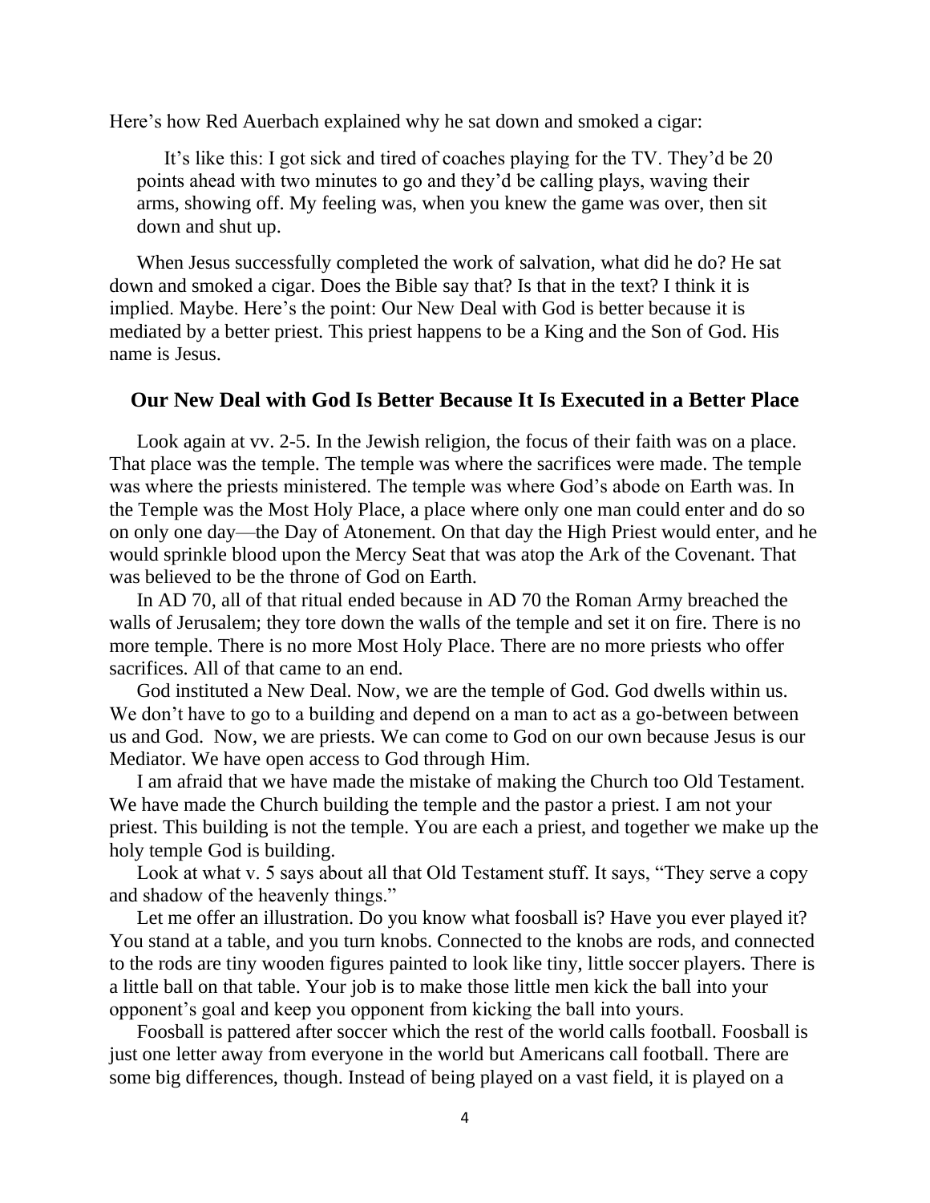Here's how Red Auerbach explained why he sat down and smoked a cigar:

> It's like this: I got sick and tired of coaches playing for the TV. They'd be 20 points ahead with two minutes to go and they'd be calling plays, waving their arms, showing off. My feeling was, when you knew the game was over, then sit down and shut up.

When Jesus successfully completed the work of salvation, what did he do? He sat down and smoked a cigar. Does the Bible say that? Is that in the text? I think it is implied. Maybe. Here's the point: Our New Deal with God is better because it is mediated by a better priest. This priest happens to be a King and the Son of God. His name is Jesus.

## Our New Deal with God Is Better Because It Is Executed in a Better Place

Look again at vv. 2-5. In the Jewish religion, the focus of their faith was on a place. That place was the temple. The temple was where the sacrifices were made. The temple was where the priests ministered. The temple was where God's abode on Earth was. In the Temple was the Most Holy Place, a place where only one man could enter and do so on only one day—the Day of Atonement. On that day the High Priest would enter, and he would sprinkle blood upon the Mercy Seat that was atop the Ark of the Covenant. That was believed to be the throne of God on Earth.

In AD 70, all of that ritual ended because in AD 70 the Roman Army breached the walls of Jerusalem; they tore down the walls of the temple and set it on fire. There is no more temple. There is no more Most Holy Place. There are no more priests who offer sacrifices. All of that came to an end.

God instituted a New Deal. Now, we are the temple of God. God dwells within us. We don't have to go to a building and depend on a man to act as a go-between between us and God. Now, we are priests. We can come to God on our own because Jesus is our Mediator. We have open access to God through Him.

I am afraid that we have made the mistake of making the Church too Old Testament. We have made the Church building the temple and the pastor a priest. I am not your priest. This building is not the temple. You are each a priest, and together we make up the holy temple God is building.

Look at what v. 5 says about all that Old Testament stuff. It says, "They serve a copy and shadow of the heavenly things."

Let me offer an illustration. Do you know what foosball is? Have you ever played it? You stand at a table, and you turn knobs. Connected to the knobs are rods, and connected to the rods are tiny wooden figures painted to look like tiny, little soccer players. There is a little ball on that table. Your job is to make those little men kick the ball into your opponent's goal and keep you opponent from kicking the ball into yours.

Foosball is pattered after soccer which the rest of the world calls football. Foosball is just one letter away from everyone in the world but Americans call football. There are some big differences, though. Instead of being played on a vast field, it is played on a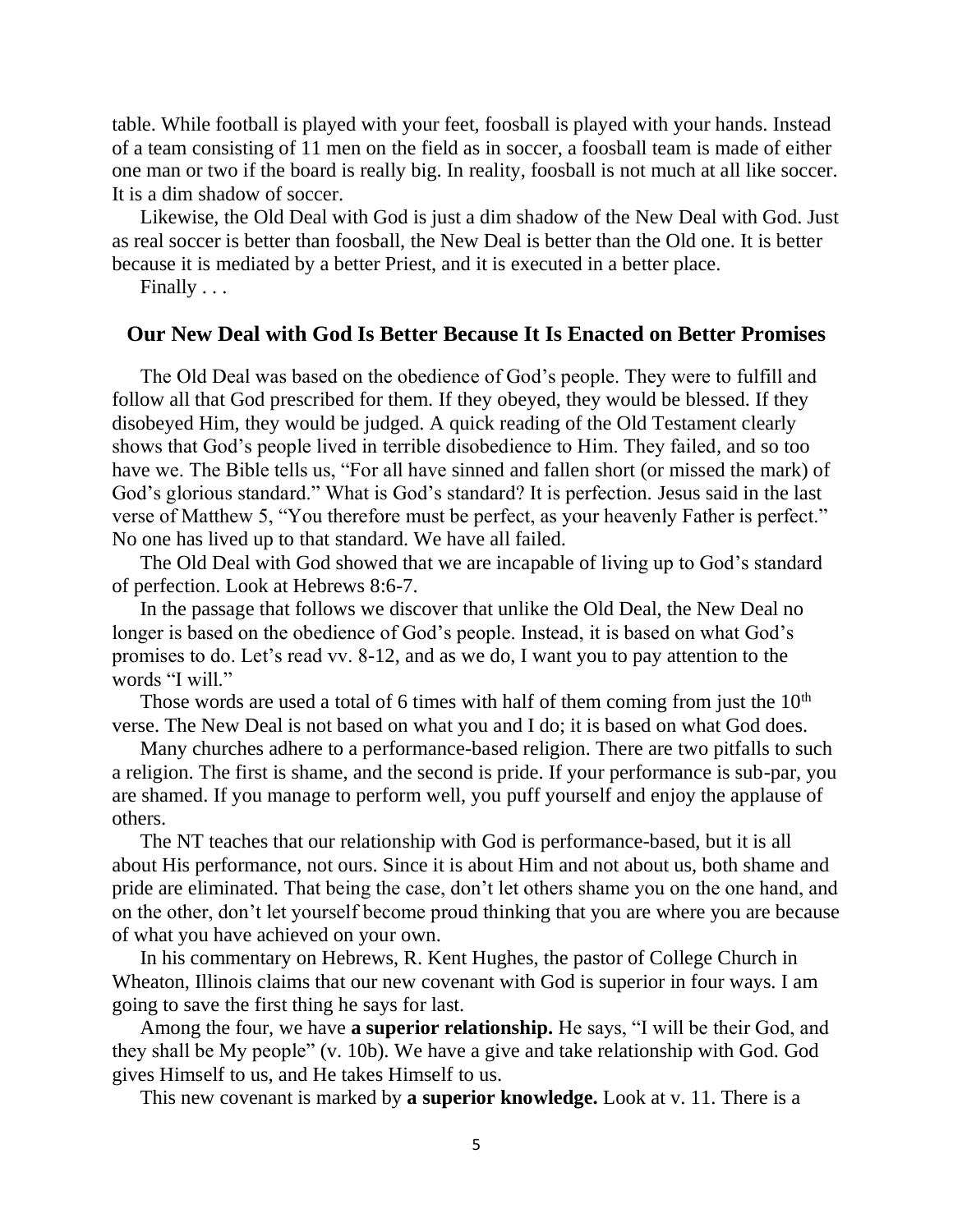table. While football is played with your feet, foosball is played with your hands. Instead of a team consisting of 11 men on the field as in soccer, a foosball team is made of either one man or two if the board is really big. In reality, foosball is not much at all like soccer. It is a dim shadow of soccer.

Likewise, the Old Deal with God is just a dim shadow of the New Deal with God. Just as real soccer is better than foosball, the New Deal is better than the Old one. It is better because it is mediated by a better Priest, and it is executed in a better place.

Finally . . .

## Our New Deal with God Is Better Because It Is Enacted on Better Promises

The Old Deal was based on the obedience of God's people. They were to fulfill and follow all that God prescribed for them. If they obeyed, they would be blessed. If they disobeyed Him, they would be judged. A quick reading of the Old Testament clearly shows that God's people lived in terrible disobedience to Him. They failed, and so too have we. The Bible tells us, "For all have sinned and fallen short (or missed the mark) of God's glorious standard." What is God's standard? It is perfection. Jesus said in the last verse of Matthew 5, "You therefore must be perfect, as your heavenly Father is perfect." No one has lived up to that standard. We have all failed.

The Old Deal with God showed that we are incapable of living up to God's standard of perfection. Look at Hebrews 8:6-7.

In the passage that follows we discover that unlike the Old Deal, the New Deal no longer is based on the obedience of God's people. Instead, it is based on what God's promises to do. Let's read vv. 8-12, and as we do, I want you to pay attention to the words "I will."

Those words are used a total of 6 times with half of them coming from just the 10th verse. The New Deal is not based on what you and I do; it is based on what God does.

Many churches adhere to a performance-based religion. There are two pitfalls to such a religion. The first is shame, and the second is pride. If your performance is sub-par, you are shamed. If you manage to perform well, you puff yourself and enjoy the applause of others.

The NT teaches that our relationship with God is performance-based, but it is all about His performance, not ours. Since it is about Him and not about us, both shame and pride are eliminated. That being the case, don't let others shame you on the one hand, and on the other, don't let yourself become proud thinking that you are where you are because of what you have achieved on your own.

In his commentary on Hebrews, R. Kent Hughes, the pastor of College Church in Wheaton, Illinois claims that our new covenant with God is superior in four ways. I am going to save the first thing he says for last.

Among the four, we have **a superior relationship.** He says, "I will be their God, and they shall be My people" (v. 10b). We have a give and take relationship with God. God gives Himself to us, and He takes Himself to us.

This new covenant is marked by **a superior knowledge.** Look at v. 11. There is a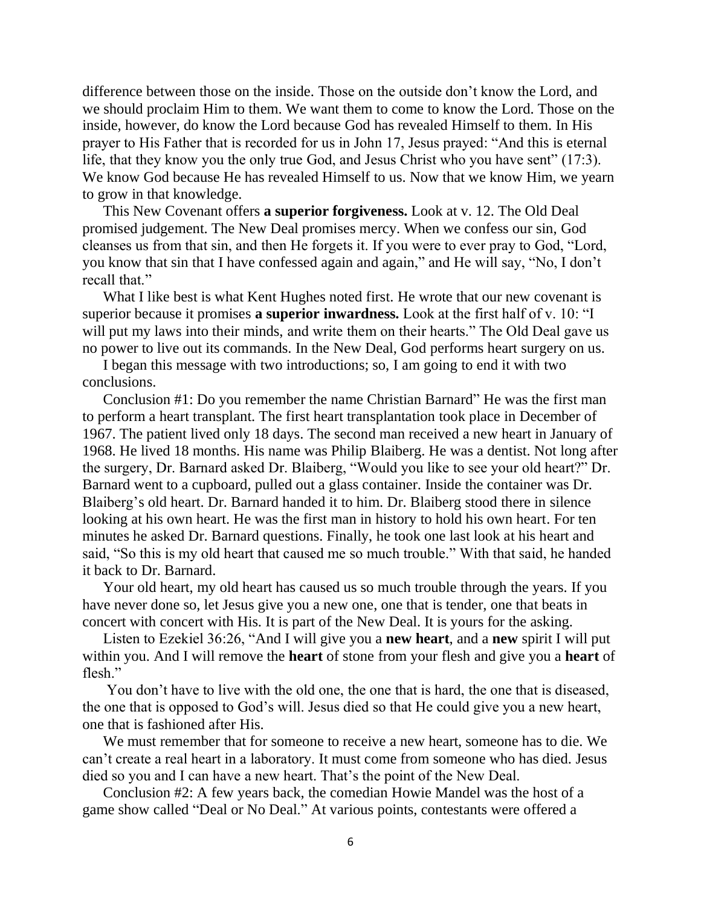difference between those on the inside. Those on the outside don't know the Lord, and we should proclaim Him to them. We want them to come to know the Lord. Those on the inside, however, do know the Lord because God has revealed Himself to them. In His prayer to His Father that is recorded for us in John 17, Jesus prayed: "And this is eternal life, that they know you the only true God, and Jesus Christ who you have sent" (17:3). We know God because He has revealed Himself to us. Now that we know Him, we yearn to grow in that knowledge.

This New Covenant offers **a superior forgiveness.** Look at v. 12. The Old Deal promised judgement. The New Deal promises mercy. When we confess our sin, God cleanses us from that sin, and then He forgets it. If you were to ever pray to God, "Lord, you know that sin that I have confessed again and again," and He will say, "No, I don't recall that."

What I like best is what Kent Hughes noted first. He wrote that our new covenant is superior because it promises **a superior inwardness.** Look at the first half of v. 10: "I will put my laws into their minds, and write them on their hearts." The Old Deal gave us no power to live out its commands. In the New Deal, God performs heart surgery on us.

I began this message with two introductions; so, I am going to end it with two conclusions.

Conclusion #1: Do you remember the name Christian Barnard" He was the first man to perform a heart transplant. The first heart transplantation took place in December of 1967. The patient lived only 18 days. The second man received a new heart in January of 1968. He lived 18 months. His name was Philip Blaiberg. He was a dentist. Not long after the surgery, Dr. Barnard asked Dr. Blaiberg, "Would you like to see your old heart?" Dr. Barnard went to a cupboard, pulled out a glass container. Inside the container was Dr. Blaiberg's old heart. Dr. Barnard handed it to him. Dr. Blaiberg stood there in silence looking at his own heart. He was the first man in history to hold his own heart. For ten minutes he asked Dr. Barnard questions. Finally, he took one last look at his heart and said, "So this is my old heart that caused me so much trouble." With that said, he handed it back to Dr. Barnard.

Your old heart, my old heart has caused us so much trouble through the years. If you have never done so, let Jesus give you a new one, one that is tender, one that beats in concert with concert with His. It is part of the New Deal. It is yours for the asking.

Listen to Ezekiel 36:26, "And I will give you a **new heart**, and a **new** spirit I will put within you. And I will remove the **heart** of stone from your flesh and give you a **heart** of flesh."

You don't have to live with the old one, the one that is hard, the one that is diseased, the one that is opposed to God's will. Jesus died so that He could give you a new heart, one that is fashioned after His.

We must remember that for someone to receive a new heart, someone has to die. We can't create a real heart in a laboratory. It must come from someone who has died. Jesus died so you and I can have a new heart. That's the point of the New Deal.

Conclusion #2: A few years back, the comedian Howie Mandel was the host of a game show called "Deal or No Deal." At various points, contestants were offered a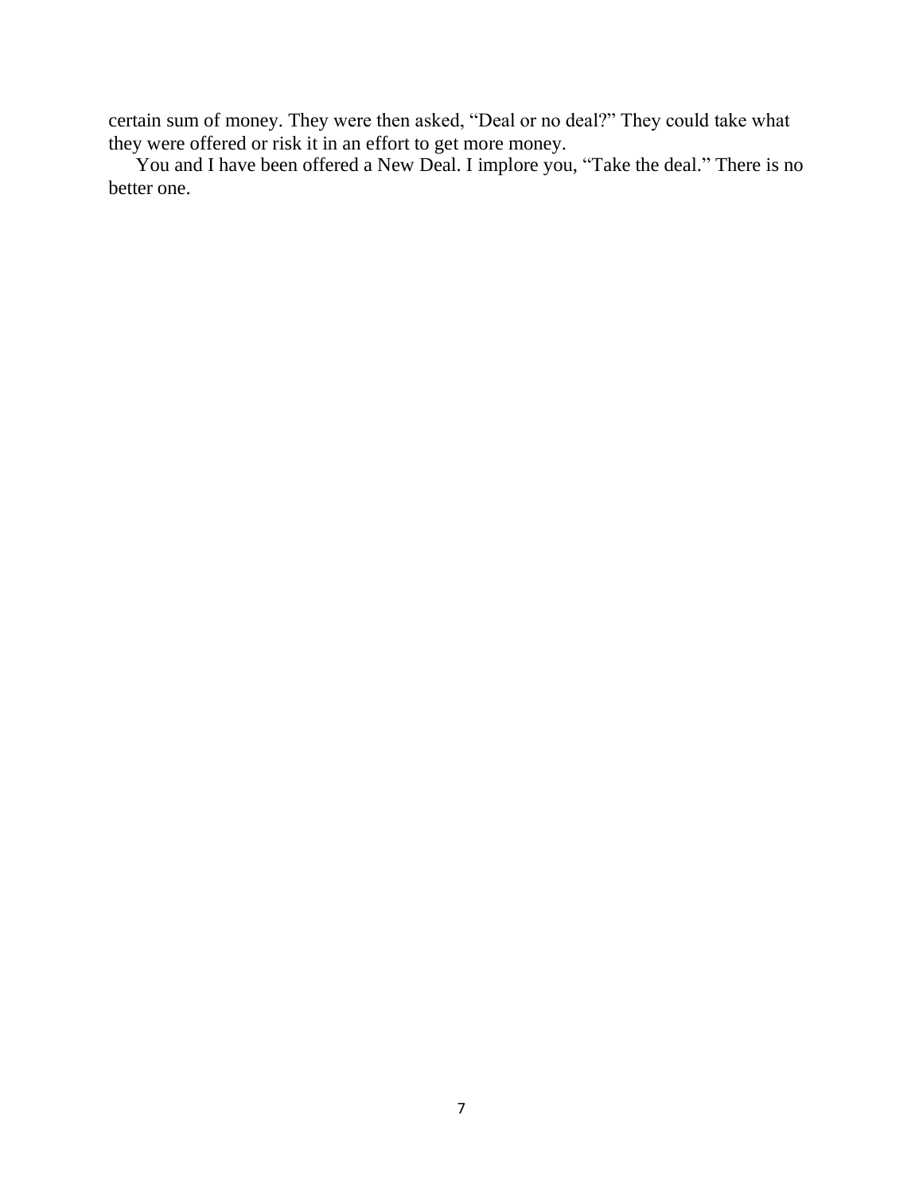certain sum of money. They were then asked, “Deal or no deal?” They could take what they were offered or risk it in an effort to get more money.

You and I have been offered a New Deal. I implore you, “Take the deal.” There is no better one.